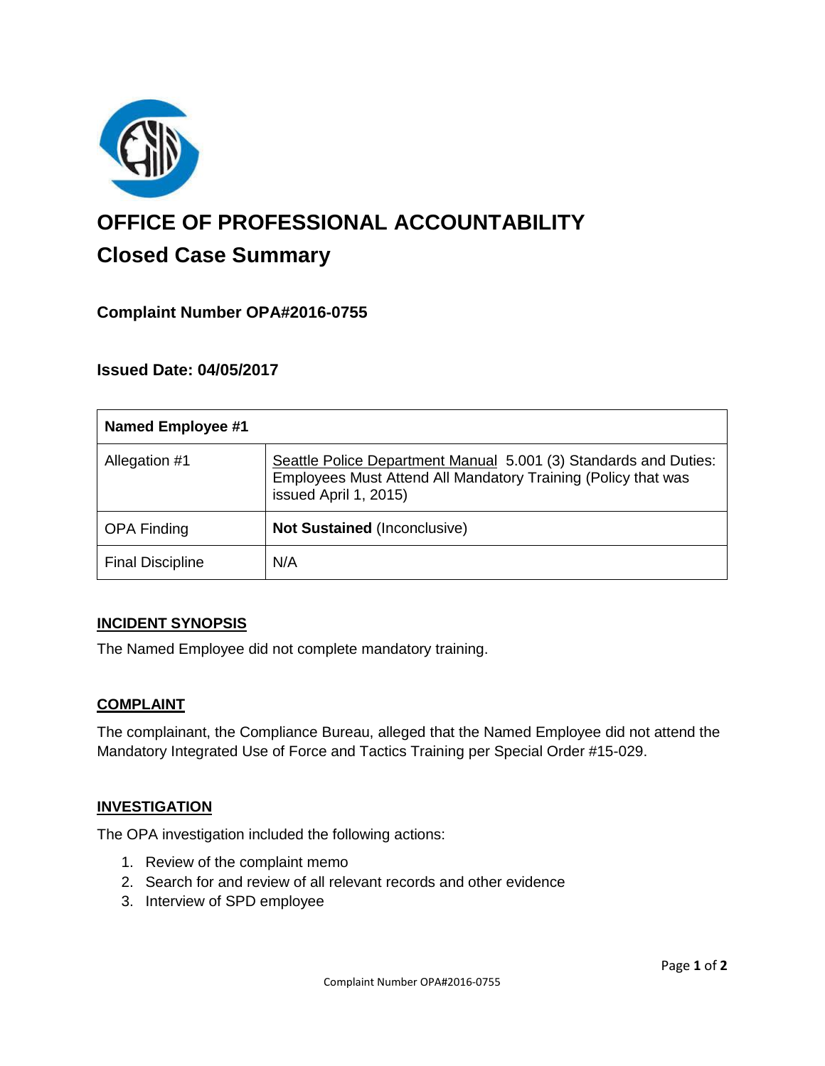# OFFICE OF PROFESSIONAL ACCOUNTABILITY

## Closed Case Summary

### Complaint Number OPA#2016-0755

### Issued Date: 04/05/2017

| Named Employee #1 | |
|---|---|
| Allegation #1 | Seattle Police Department Manual 5.001 (3) Standards and Duties: Employees Must Attend All Mandatory Training (Policy that was issued April 1, 2015) |
| OPA Finding | **Not Sustained** (Inconclusive) |
| Final Discipline | N/A |

**INCIDENT SYNOPSIS**

The Named Employee did not complete mandatory training.

**COMPLAINT**

The complainant, the Compliance Bureau, alleged that the Named Employee did not attend the Mandatory Integrated Use of Force and Tactics Training per Special Order #15-029.

**INVESTIGATION**

The OPA investigation included the following actions:

1. Review of the complaint memo
2. Search for and review of all relevant records and other evidence
3. Interview of SPD employee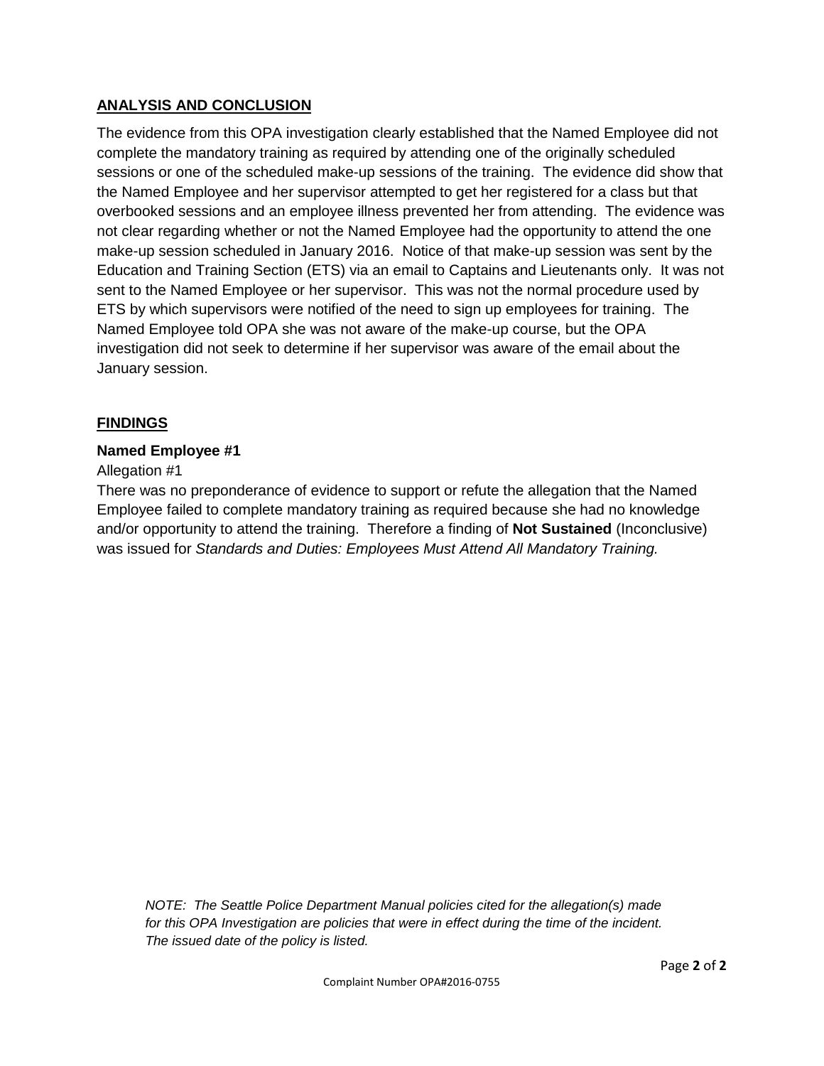## ANALYSIS AND CONCLUSION

The evidence from this OPA investigation clearly established that the Named Employee did not complete the mandatory training as required by attending one of the originally scheduled sessions or one of the scheduled make-up sessions of the training. The evidence did show that the Named Employee and her supervisor attempted to get her registered for a class but that overbooked sessions and an employee illness prevented her from attending. The evidence was not clear regarding whether or not the Named Employee had the opportunity to attend the one make-up session scheduled in January 2016. Notice of that make-up session was sent by the Education and Training Section (ETS) via an email to Captains and Lieutenants only. It was not sent to the Named Employee or her supervisor. This was not the normal procedure used by ETS by which supervisors were notified of the need to sign up employees for training. The Named Employee told OPA she was not aware of the make-up course, but the OPA investigation did not seek to determine if her supervisor was aware of the email about the January session.

## FINDINGS

**Named Employee #1**

Allegation #1

There was no preponderance of evidence to support or refute the allegation that the Named Employee failed to complete mandatory training as required because she had no knowledge and/or opportunity to attend the training. Therefore a finding of **Not Sustained** (Inconclusive) was issued for *Standards and Duties: Employees Must Attend All Mandatory Training.*

*NOTE: The Seattle Police Department Manual policies cited for the allegation(s) made for this OPA Investigation are policies that were in effect during the time of the incident. The issued date of the policy is listed.*

Complaint Number OPA#2016-0755